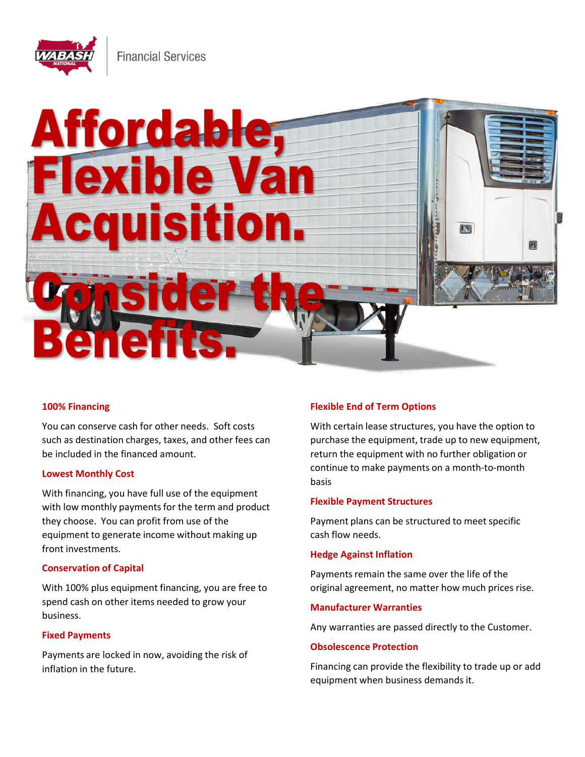Wabash National Financial Services

# Affordable, Flexible Van Acquisition. Consider the Benefits.

### 100% Financing

You can conserve cash for other needs. Soft costs such as destination charges, taxes, and other fees can be included in the financed amount.

### Lowest Monthly Cost

With financing, you have full use of the equipment with low monthly payments for the term and product they choose. You can profit from use of the equipment to generate income without making up front investments.

### Conservation of Capital

With 100% plus equipment financing, you are free to spend cash on other items needed to grow your business.

### Fixed Payments

Payments are locked in now, avoiding the risk of inflation in the future.

### Flexible End of Term Options

With certain lease structures, you have the option to purchase the equipment, trade up to new equipment, return the equipment with no further obligation or continue to make payments on a month-to-month basis

### Flexible Payment Structures

Payment plans can be structured to meet specific cash flow needs.

### Hedge Against Inflation

Payments remain the same over the life of the original agreement, no matter how much prices rise.

### Manufacturer Warranties

Any warranties are passed directly to the Customer.

### Obsolescence Protection

Financing can provide the flexibility to trade up or add equipment when business demands it.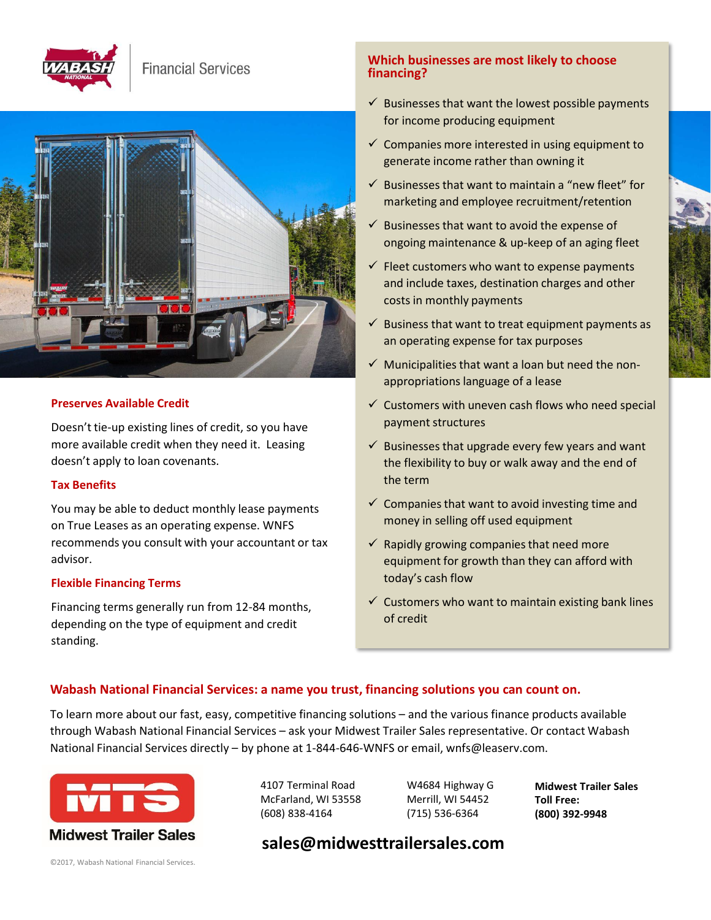Financial Services

## Which businesses are most likely to choose financing?

- ✓ Businesses that want the lowest possible payments for income producing equipment
- ✓ Companies more interested in using equipment to generate income rather than owning it
- ✓ Businesses that want to maintain a "new fleet" for marketing and employee recruitment/retention
- ✓ Businesses that want to avoid the expense of ongoing maintenance & up-keep of an aging fleet
- ✓ Fleet customers who want to expense payments and include taxes, destination charges and other costs in monthly payments
- ✓ Business that want to treat equipment payments as an operating expense for tax purposes
- ✓ Municipalities that want a loan but need the non-appropriations language of a lease
- ✓ Customers with uneven cash flows who need special payment structures
- ✓ Businesses that upgrade every few years and want the flexibility to buy or walk away and the end of the term
- ✓ Companies that want to avoid investing time and money in selling off used equipment
- ✓ Rapidly growing companies that need more equipment for growth than they can afford with today's cash flow
- ✓ Customers who want to maintain existing bank lines of credit

### Preserves Available Credit

Doesn't tie-up existing lines of credit, so you have more available credit when they need it. Leasing doesn't apply to loan covenants.

### Tax Benefits

You may be able to deduct monthly lease payments on True Leases as an operating expense. WNFS recommends you consult with your accountant or tax advisor.

### Flexible Financing Terms

Financing terms generally run from 12-84 months, depending on the type of equipment and credit standing.

## Wabash National Financial Services: a name you trust, financing solutions you can count on.

To learn more about our fast, easy, competitive financing solutions – and the various finance products available through Wabash National Financial Services – ask your Midwest Trailer Sales representative. Or contact Wabash National Financial Services directly – by phone at 1-844-646-WNFS or email, wnfs@leaserv.com.

Midwest Trailer Sales

4107 Terminal Road
McFarland, WI 53558
(608) 838-4164

W4684 Highway G
Merrill, WI 54452
(715) 536-6364

**Midwest Trailer Sales**
**Toll Free:**
**(800) 392-9948**

**sales@midwesttrailersales.com**

©2017, Wabash National Financial Services.